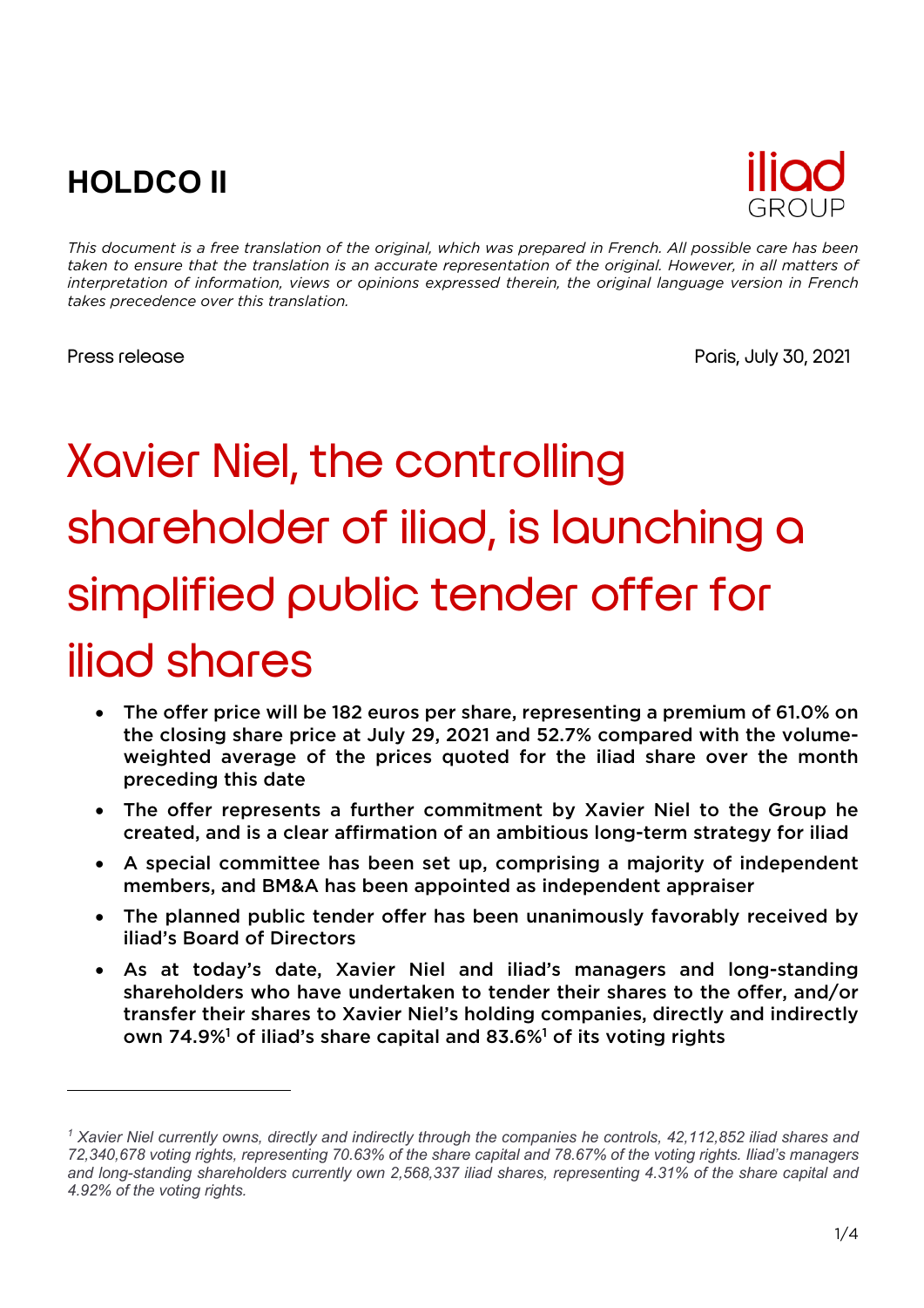**HOLDCO II**

iliad GROUP

*This document is a free translation of the original, which was prepared in French. All possible care has been taken to ensure that the translation is an accurate representation of the original. However, in all matters of interpretation of information, views or opinions expressed therein, the original language version in French takes precedence over this translation.*

Press release

Paris, July 30, 2021

# Xavier Niel, the controlling shareholder of iliad, is launching a simplified public tender offer for iliad shares

- **The offer price will be 182 euros per share, representing a premium of 61.0% on the closing share price at July 29, 2021 and 52.7% compared with the volume-weighted average of the prices quoted for the iliad share over the month preceding this date**
- **The offer represents a further commitment by Xavier Niel to the Group he created, and is a clear affirmation of an ambitious long-term strategy for iliad**
- **A special committee has been set up, comprising a majority of independent members, and BM&A has been appointed as independent appraiser**
- **The planned public tender offer has been unanimously favorably received by iliad's Board of Directors**
- **As at today's date, Xavier Niel and iliad's managers and long-standing shareholders who have undertaken to tender their shares to the offer, and/or transfer their shares to Xavier Niel's holding companies, directly and indirectly own 74.9%[1] of iliad's share capital and 83.6%[1] of its voting rights**

---

*[1] Xavier Niel currently owns, directly and indirectly through the companies he controls, 42,112,852 iliad shares and 72,340,678 voting rights, representing 70.63% of the share capital and 78.67% of the voting rights. Iliad's managers and long-standing shareholders currently own 2,568,337 iliad shares, representing 4.31% of the share capital and 4.92% of the voting rights.*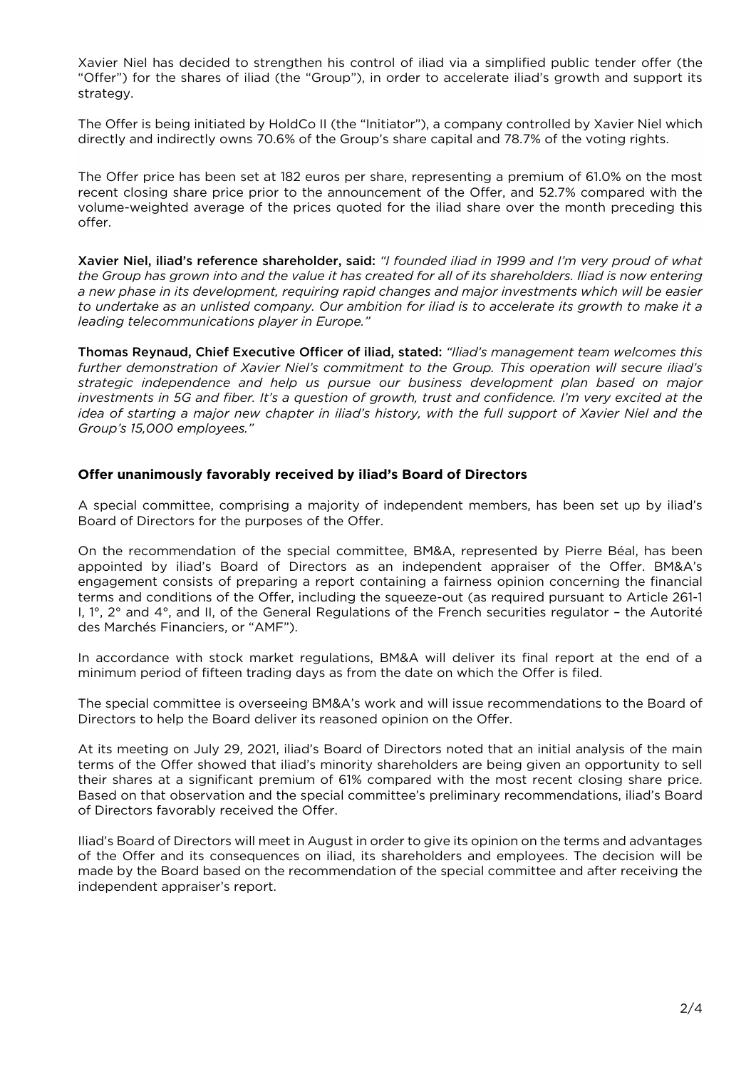Xavier Niel has decided to strengthen his control of iliad via a simplified public tender offer (the "Offer") for the shares of iliad (the "Group"), in order to accelerate iliad's growth and support its strategy.

The Offer is being initiated by HoldCo II (the "Initiator"), a company controlled by Xavier Niel which directly and indirectly owns 70.6% of the Group's share capital and 78.7% of the voting rights.

The Offer price has been set at 182 euros per share, representing a premium of 61.0% on the most recent closing share price prior to the announcement of the Offer, and 52.7% compared with the volume-weighted average of the prices quoted for the iliad share over the month preceding this offer.

**Xavier Niel, iliad's reference shareholder, said:** *"I founded iliad in 1999 and I'm very proud of what the Group has grown into and the value it has created for all of its shareholders. Iliad is now entering a new phase in its development, requiring rapid changes and major investments which will be easier to undertake as an unlisted company. Our ambition for iliad is to accelerate its growth to make it a leading telecommunications player in Europe."*

**Thomas Reynaud, Chief Executive Officer of iliad, stated:** *"Iliad's management team welcomes this further demonstration of Xavier Niel's commitment to the Group. This operation will secure iliad's strategic independence and help us pursue our business development plan based on major investments in 5G and fiber. It's a question of growth, trust and confidence. I'm very excited at the idea of starting a major new chapter in iliad's history, with the full support of Xavier Niel and the Group's 15,000 employees."*

### Offer unanimously favorably received by iliad's Board of Directors

A special committee, comprising a majority of independent members, has been set up by iliad's Board of Directors for the purposes of the Offer.

On the recommendation of the special committee, BM&A, represented by Pierre Béal, has been appointed by iliad's Board of Directors as an independent appraiser of the Offer. BM&A's engagement consists of preparing a report containing a fairness opinion concerning the financial terms and conditions of the Offer, including the squeeze-out (as required pursuant to Article 261-1 I, 1°, 2° and 4°, and II, of the General Regulations of the French securities regulator – the Autorité des Marchés Financiers, or "AMF").

In accordance with stock market regulations, BM&A will deliver its final report at the end of a minimum period of fifteen trading days as from the date on which the Offer is filed.

The special committee is overseeing BM&A's work and will issue recommendations to the Board of Directors to help the Board deliver its reasoned opinion on the Offer.

At its meeting on July 29, 2021, iliad's Board of Directors noted that an initial analysis of the main terms of the Offer showed that iliad's minority shareholders are being given an opportunity to sell their shares at a significant premium of 61% compared with the most recent closing share price. Based on that observation and the special committee's preliminary recommendations, iliad's Board of Directors favorably received the Offer.

Iliad's Board of Directors will meet in August in order to give its opinion on the terms and advantages of the Offer and its consequences on iliad, its shareholders and employees. The decision will be made by the Board based on the recommendation of the special committee and after receiving the independent appraiser's report.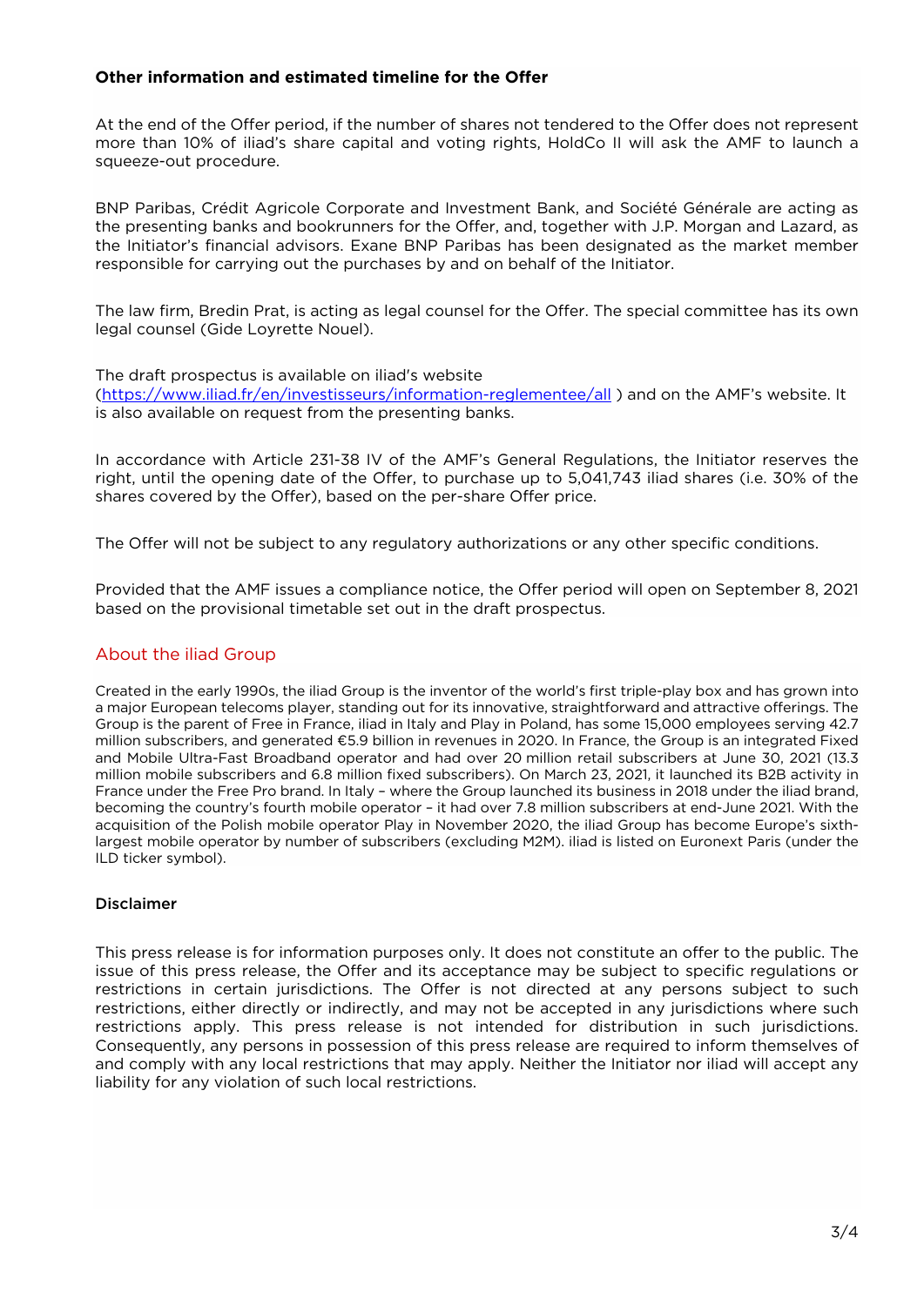**Other information and estimated timeline for the Offer**

At the end of the Offer period, if the number of shares not tendered to the Offer does not represent more than 10% of iliad's share capital and voting rights, HoldCo II will ask the AMF to launch a squeeze-out procedure.

BNP Paribas, Crédit Agricole Corporate and Investment Bank, and Société Générale are acting as the presenting banks and bookrunners for the Offer, and, together with J.P. Morgan and Lazard, as the Initiator's financial advisors. Exane BNP Paribas has been designated as the market member responsible for carrying out the purchases by and on behalf of the Initiator.

The law firm, Bredin Prat, is acting as legal counsel for the Offer. The special committee has its own legal counsel (Gide Loyrette Nouel).

The draft prospectus is available on iliad's website (https://www.iliad.fr/en/investisseurs/information-reglementee/all ) and on the AMF's website. It is also available on request from the presenting banks.

In accordance with Article 231-38 IV of the AMF's General Regulations, the Initiator reserves the right, until the opening date of the Offer, to purchase up to 5,041,743 iliad shares (i.e. 30% of the shares covered by the Offer), based on the per-share Offer price.

The Offer will not be subject to any regulatory authorizations or any other specific conditions.

Provided that the AMF issues a compliance notice, the Offer period will open on September 8, 2021 based on the provisional timetable set out in the draft prospectus.

## About the iliad Group

Created in the early 1990s, the iliad Group is the inventor of the world's first triple-play box and has grown into a major European telecoms player, standing out for its innovative, straightforward and attractive offerings. The Group is the parent of Free in France, iliad in Italy and Play in Poland, has some 15,000 employees serving 42.7 million subscribers, and generated €5.9 billion in revenues in 2020. In France, the Group is an integrated Fixed and Mobile Ultra-Fast Broadband operator and had over 20 million retail subscribers at June 30, 2021 (13.3 million mobile subscribers and 6.8 million fixed subscribers). On March 23, 2021, it launched its B2B activity in France under the Free Pro brand. In Italy – where the Group launched its business in 2018 under the iliad brand, becoming the country's fourth mobile operator – it had over 7.8 million subscribers at end-June 2021. With the acquisition of the Polish mobile operator Play in November 2020, the iliad Group has become Europe's sixth-largest mobile operator by number of subscribers (excluding M2M). iliad is listed on Euronext Paris (under the ILD ticker symbol).

**Disclaimer**

This press release is for information purposes only. It does not constitute an offer to the public. The issue of this press release, the Offer and its acceptance may be subject to specific regulations or restrictions in certain jurisdictions. The Offer is not directed at any persons subject to such restrictions, either directly or indirectly, and may not be accepted in any jurisdictions where such restrictions apply. This press release is not intended for distribution in such jurisdictions. Consequently, any persons in possession of this press release are required to inform themselves of and comply with any local restrictions that may apply. Neither the Initiator nor iliad will accept any liability for any violation of such local restrictions.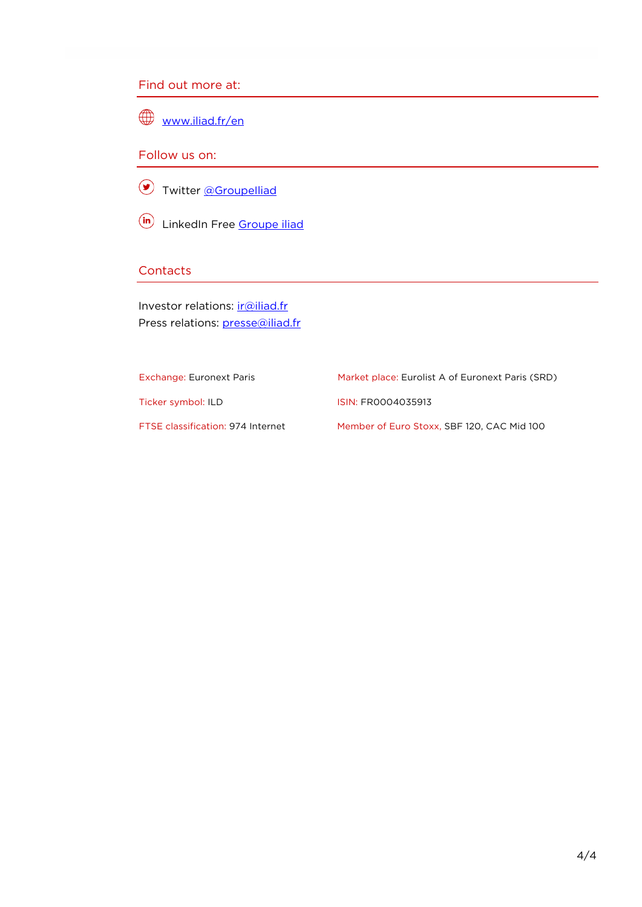## Find out more at:

www.iliad.fr/en

## Follow us on:

Twitter @GroupeIliad

LinkedIn Free Groupe iliad

## Contacts

Investor relations: ir@iliad.fr
Press relations: presse@iliad.fr

Exchange: Euronext Paris

Market place: Eurolist A of Euronext Paris (SRD)

Ticker symbol: ILD

ISIN: FR0004035913

FTSE classification: 974 Internet

Member of Euro Stoxx, SBF 120, CAC Mid 100